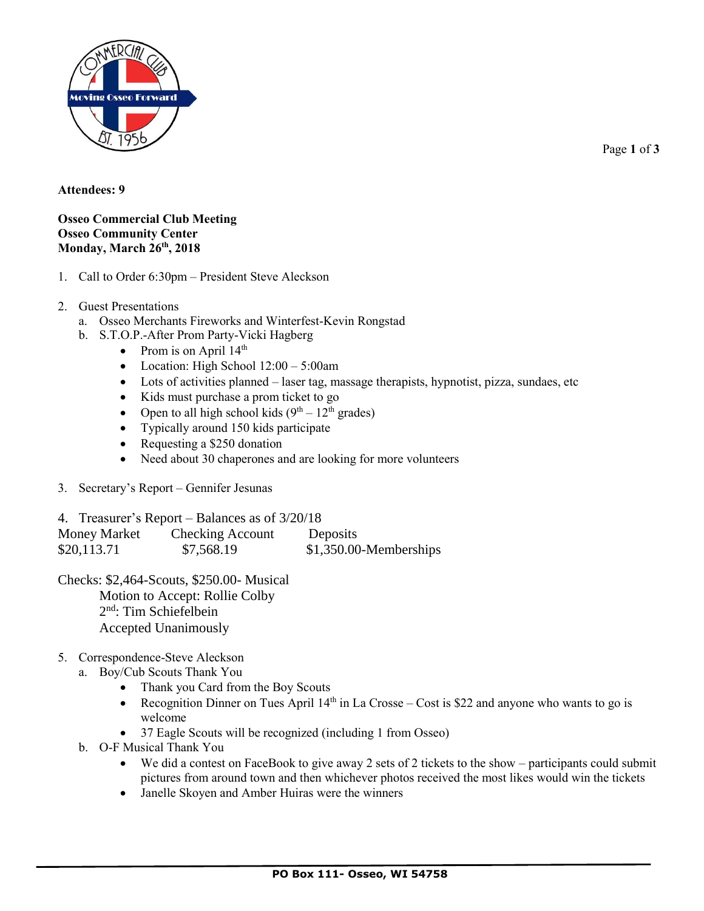**Attendees: 9**

**Osseo Commercial Club Meeting**
**Osseo Community Center**
**Monday, March 26th, 2018**

1. Call to Order 6:30pm – President Steve Aleckson

2. Guest Presentations
   a. Osseo Merchants Fireworks and Winterfest-Kevin Rongstad
   b. S.T.O.P.-After Prom Party-Vicki Hagberg
      - Prom is on April 14th
      - Location: High School 12:00 – 5:00am
      - Lots of activities planned – laser tag, massage therapists, hypnotist, pizza, sundaes, etc
      - Kids must purchase a prom ticket to go
      - Open to all high school kids (9th – 12th grades)
      - Typically around 150 kids participate
      - Requesting a $250 donation
      - Need about 30 chaperones and are looking for more volunteers

3. Secretary's Report – Gennifer Jesunas

4. Treasurer's Report – Balances as of 3/20/18

| Money Market | Checking Account | Deposits |
|---|---|---|
| $20,113.71 | $7,568.19 | $1,350.00-Memberships |

Checks: $2,464-Scouts, $250.00- Musical
  Motion to Accept: Rollie Colby
  2nd: Tim Schiefelbein
  Accepted Unanimously

5. Correspondence-Steve Aleckson
   a. Boy/Cub Scouts Thank You
      - Thank you Card from the Boy Scouts
      - Recognition Dinner on Tues April 14th in La Crosse – Cost is $22 and anyone who wants to go is welcome
      - 37 Eagle Scouts will be recognized (including 1 from Osseo)
   b. O-F Musical Thank You
      - We did a contest on FaceBook to give away 2 sets of 2 tickets to the show – participants could submit pictures from around town and then whichever photos received the most likes would win the tickets
      - Janelle Skoyen and Amber Huiras were the winners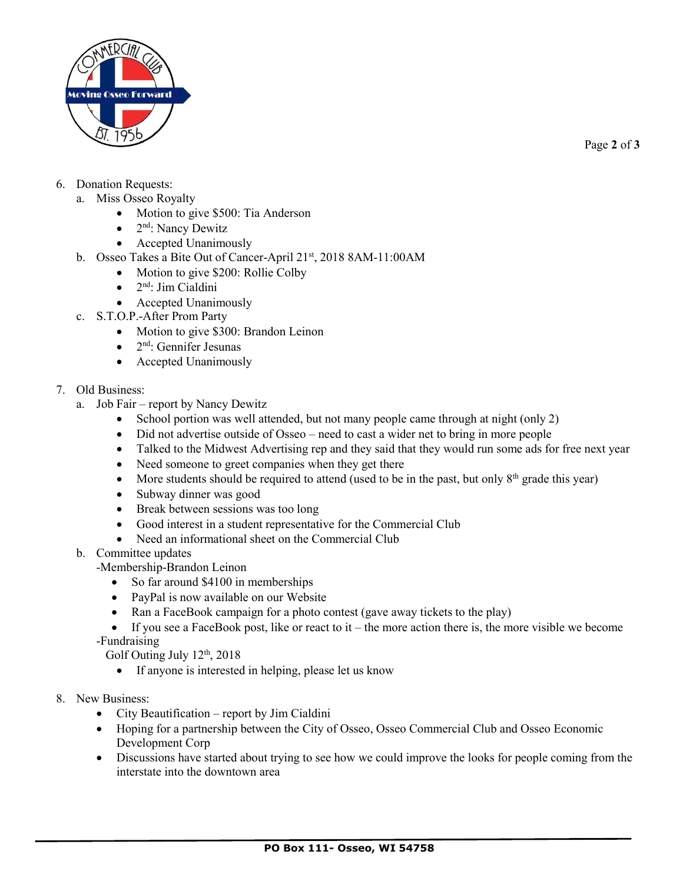6. Donation Requests:
   a. Miss Osseo Royalty
      - Motion to give $500: Tia Anderson
      - 2nd: Nancy Dewitz
      - Accepted Unanimously
   b. Osseo Takes a Bite Out of Cancer-April 21st, 2018 8AM-11:00AM
      - Motion to give $200: Rollie Colby
      - 2nd: Jim Cialdini
      - Accepted Unanimously
   c. S.T.O.P.-After Prom Party
      - Motion to give $300: Brandon Leinon
      - 2nd: Gennifer Jesunas
      - Accepted Unanimously

7. Old Business:
   a. Job Fair – report by Nancy Dewitz
      - School portion was well attended, but not many people came through at night (only 2)
      - Did not advertise outside of Osseo – need to cast a wider net to bring in more people
      - Talked to the Midwest Advertising rep and they said that they would run some ads for free next year
      - Need someone to greet companies when they get there
      - More students should be required to attend (used to be in the past, but only 8th grade this year)
      - Subway dinner was good
      - Break between sessions was too long
      - Good interest in a student representative for the Commercial Club
      - Need an informational sheet on the Commercial Club
   b. Committee updates

      -Membership-Brandon Leinon
      - So far around $4100 in memberships
      - PayPal is now available on our Website
      - Ran a FaceBook campaign for a photo contest (gave away tickets to the play)
      - If you see a FaceBook post, like or react to it – the more action there is, the more visible we become

      -Fundraising

      Golf Outing July 12th, 2018
      - If anyone is interested in helping, please let us know

8. New Business:
   - City Beautification – report by Jim Cialdini
   - Hoping for a partnership between the City of Osseo, Osseo Commercial Club and Osseo Economic Development Corp
   - Discussions have started about trying to see how we could improve the looks for people coming from the interstate into the downtown area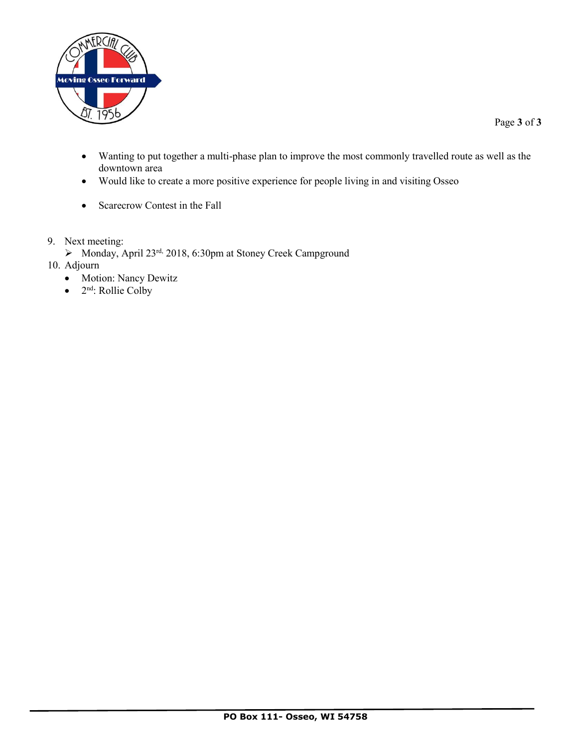- Wanting to put together a multi-phase plan to improve the most commonly travelled route as well as the downtown area
- Would like to create a more positive experience for people living in and visiting Osseo

- Scarecrow Contest in the Fall

9. Next meeting:
   - Monday, April 23rd, 2018, 6:30pm at Stoney Creek Campground
10. Adjourn
    - Motion: Nancy Dewitz
    - 2nd: Rollie Colby

PO Box 111- Osseo, WI 54758